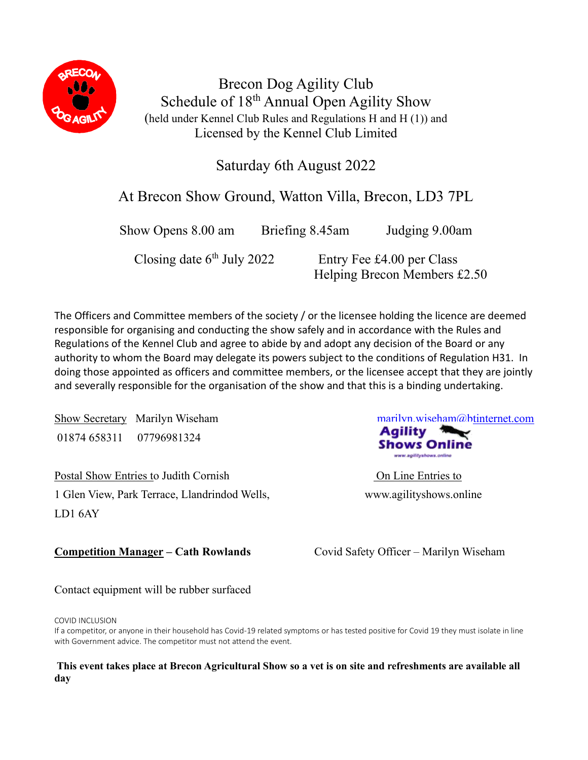# Brecon Dog Agility Club

## Schedule of 18th Annual Open Agility Show

(held under Kennel Club Rules and Regulations H and H (1)) and
Licensed by the Kennel Club Limited

Saturday 6th August 2022

At Brecon Show Ground, Watton Villa, Brecon, LD3 7PL

Show Opens 8.00 am    Briefing 8.45am    Judging 9.00am

Closing date 6th July 2022    Entry Fee £4.00 per Class
Helping Brecon Members £2.50

The Officers and Committee members of the society / or the licensee holding the licence are deemed responsible for organising and conducting the show safely and in accordance with the Rules and Regulations of the Kennel Club and agree to abide by and adopt any decision of the Board or any authority to whom the Board may delegate its powers subject to the conditions of Regulation H31. In doing those appointed as officers and committee members, or the licensee accept that they are jointly and severally responsible for the organisation of the show and that this is a binding undertaking.

Show Secretary Marilyn Wiseham    marilyn.wiseham@btinternet.com
01874 658311    07796981324

Postal Show Entries to Judith Cornish
1 Glen View, Park Terrace, Llandrindod Wells,
LD1 6AY

On Line Entries to
www.agilityshows.online

**Competition Manager – Cath Rowlands**

Covid Safety Officer – Marilyn Wiseham

Contact equipment will be rubber surfaced

COVID INCLUSION
If a competitor, or anyone in their household has Covid-19 related symptoms or has tested positive for Covid 19 they must isolate in line with Government advice. The competitor must not attend the event.

**This event takes place at Brecon Agricultural Show so a vet is on site and refreshments are available all day**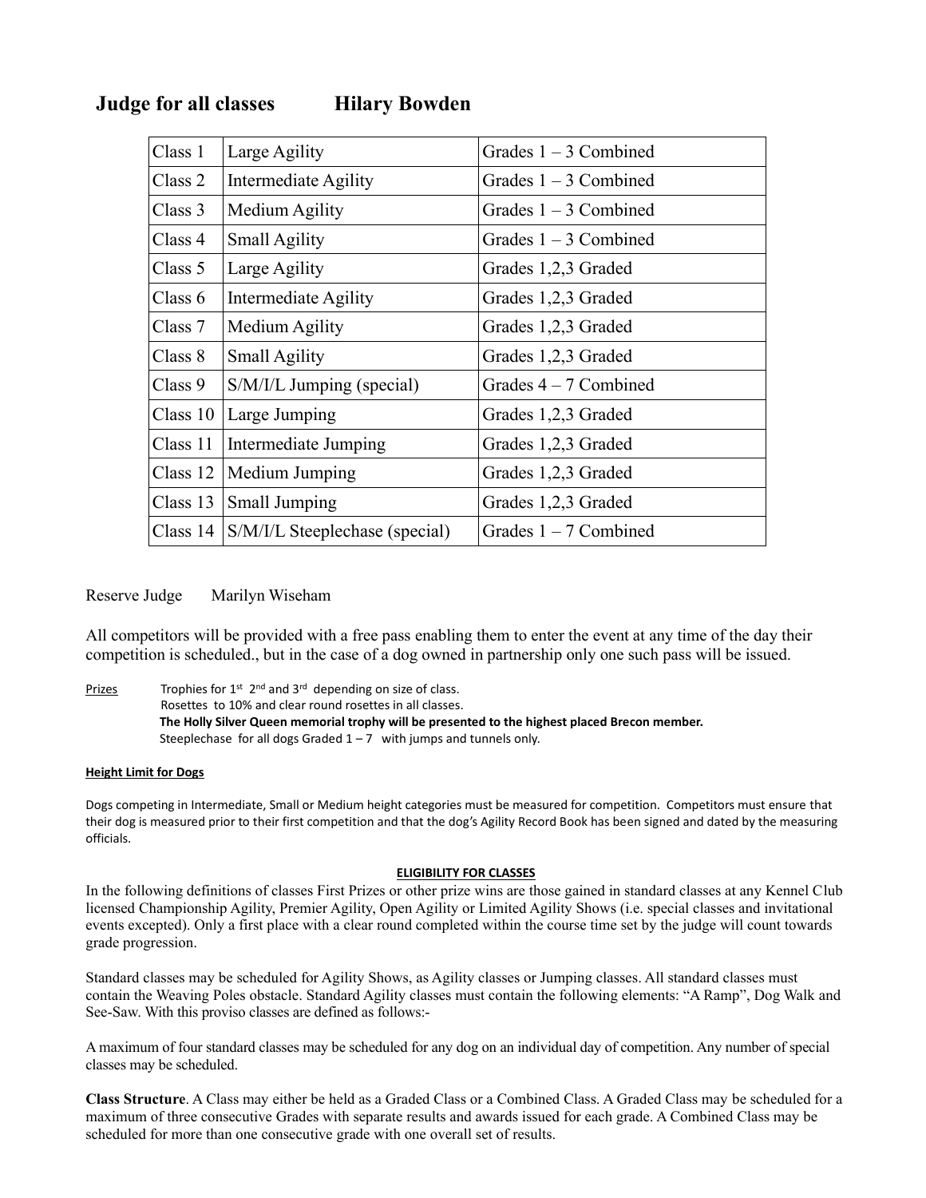## Judge for all classes  Hilary Bowden

| | | |
|---|---|---|
| Class 1 | Large Agility | Grades 1 – 3 Combined |
| Class 2 | Intermediate Agility | Grades 1 – 3 Combined |
| Class 3 | Medium Agility | Grades 1 – 3 Combined |
| Class 4 | Small Agility | Grades 1 – 3 Combined |
| Class 5 | Large Agility | Grades 1,2,3 Graded |
| Class 6 | Intermediate Agility | Grades 1,2,3 Graded |
| Class 7 | Medium Agility | Grades 1,2,3 Graded |
| Class 8 | Small Agility | Grades 1,2,3 Graded |
| Class 9 | S/M/I/L Jumping (special) | Grades 4 – 7 Combined |
| Class 10 | Large Jumping | Grades 1,2,3 Graded |
| Class 11 | Intermediate Jumping | Grades 1,2,3 Graded |
| Class 12 | Medium Jumping | Grades 1,2,3 Graded |
| Class 13 | Small Jumping | Grades 1,2,3 Graded |
| Class 14 | S/M/I/L Steeplechase (special) | Grades 1 – 7 Combined |

Reserve Judge  Marilyn Wiseham

All competitors will be provided with a free pass enabling them to enter the event at any time of the day their competition is scheduled., but in the case of a dog owned in partnership only one such pass will be issued.

Prizes  Trophies for 1st 2nd and 3rd depending on size of class.
Rosettes to 10% and clear round rosettes in all classes.
**The Holly Silver Queen memorial trophy will be presented to the highest placed Brecon member.**
Steeplechase for all dogs Graded 1 – 7 with jumps and tunnels only.

**Height Limit for Dogs**

Dogs competing in Intermediate, Small or Medium height categories must be measured for competition. Competitors must ensure that their dog is measured prior to their first competition and that the dog's Agility Record Book has been signed and dated by the measuring officials.

**ELIGIBILITY FOR CLASSES**

In the following definitions of classes First Prizes or other prize wins are those gained in standard classes at any Kennel Club licensed Championship Agility, Premier Agility, Open Agility or Limited Agility Shows (i.e. special classes and invitational events excepted). Only a first place with a clear round completed within the course time set by the judge will count towards grade progression.

Standard classes may be scheduled for Agility Shows, as Agility classes or Jumping classes. All standard classes must contain the Weaving Poles obstacle. Standard Agility classes must contain the following elements: "A Ramp", Dog Walk and See-Saw. With this proviso classes are defined as follows:-

A maximum of four standard classes may be scheduled for any dog on an individual day of competition. Any number of special classes may be scheduled.

**Class Structure**. A Class may either be held as a Graded Class or a Combined Class. A Graded Class may be scheduled for a maximum of three consecutive Grades with separate results and awards issued for each grade. A Combined Class may be scheduled for more than one consecutive grade with one overall set of results.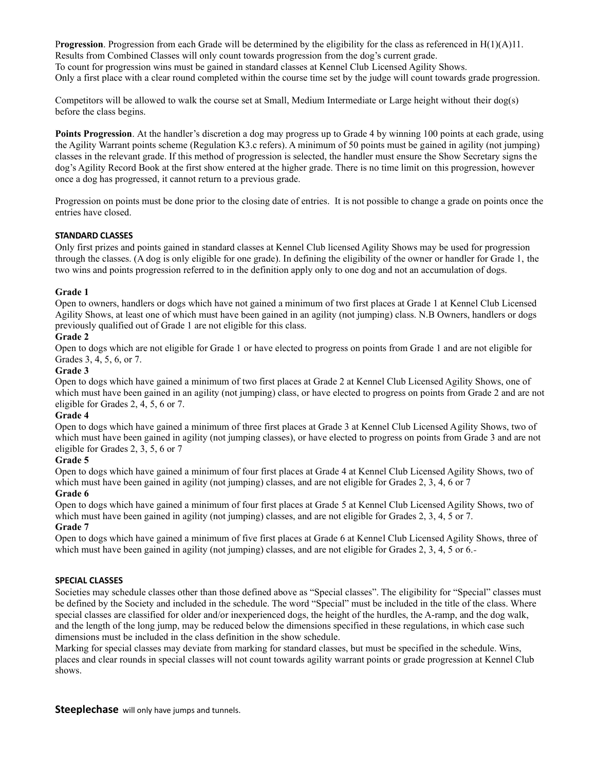**Progression**. Progression from each Grade will be determined by the eligibility for the class as referenced in H(1)(A)11. Results from Combined Classes will only count towards progression from the dog's current grade.
To count for progression wins must be gained in standard classes at Kennel Club Licensed Agility Shows.
Only a first place with a clear round completed within the course time set by the judge will count towards grade progression.

Competitors will be allowed to walk the course set at Small, Medium Intermediate or Large height without their dog(s) before the class begins.

**Points Progression**. At the handler's discretion a dog may progress up to Grade 4 by winning 100 points at each grade, using the Agility Warrant points scheme (Regulation K3.c refers). A minimum of 50 points must be gained in agility (not jumping) classes in the relevant grade. If this method of progression is selected, the handler must ensure the Show Secretary signs the dog's Agility Record Book at the first show entered at the higher grade. There is no time limit on this progression, however once a dog has progressed, it cannot return to a previous grade.

Progression on points must be done prior to the closing date of entries. It is not possible to change a grade on points once the entries have closed.

**STANDARD CLASSES**

Only first prizes and points gained in standard classes at Kennel Club licensed Agility Shows may be used for progression through the classes. (A dog is only eligible for one grade). In defining the eligibility of the owner or handler for Grade 1, the two wins and points progression referred to in the definition apply only to one dog and not an accumulation of dogs.

**Grade 1**

Open to owners, handlers or dogs which have not gained a minimum of two first places at Grade 1 at Kennel Club Licensed Agility Shows, at least one of which must have been gained in an agility (not jumping) class. N.B Owners, handlers or dogs previously qualified out of Grade 1 are not eligible for this class.

**Grade 2**

Open to dogs which are not eligible for Grade 1 or have elected to progress on points from Grade 1 and are not eligible for Grades 3, 4, 5, 6, or 7.

**Grade 3**

Open to dogs which have gained a minimum of two first places at Grade 2 at Kennel Club Licensed Agility Shows, one of which must have been gained in an agility (not jumping) class, or have elected to progress on points from Grade 2 and are not eligible for Grades 2, 4, 5, 6 or 7.

**Grade 4**

Open to dogs which have gained a minimum of three first places at Grade 3 at Kennel Club Licensed Agility Shows, two of which must have been gained in agility (not jumping classes), or have elected to progress on points from Grade 3 and are not eligible for Grades 2, 3, 5, 6 or 7

**Grade 5**

Open to dogs which have gained a minimum of four first places at Grade 4 at Kennel Club Licensed Agility Shows, two of which must have been gained in agility (not jumping) classes, and are not eligible for Grades 2, 3, 4, 6 or 7

**Grade 6**

Open to dogs which have gained a minimum of four first places at Grade 5 at Kennel Club Licensed Agility Shows, two of which must have been gained in agility (not jumping) classes, and are not eligible for Grades 2, 3, 4, 5 or 7.

**Grade 7**

Open to dogs which have gained a minimum of five first places at Grade 6 at Kennel Club Licensed Agility Shows, three of which must have been gained in agility (not jumping) classes, and are not eligible for Grades 2, 3, 4, 5 or 6.

**SPECIAL CLASSES**

Societies may schedule classes other than those defined above as "Special classes". The eligibility for "Special" classes must be defined by the Society and included in the schedule. The word "Special" must be included in the title of the class. Where special classes are classified for older and/or inexperienced dogs, the height of the hurdles, the A-ramp, and the dog walk, and the length of the long jump, may be reduced below the dimensions specified in these regulations, in which case such dimensions must be included in the class definition in the show schedule.
Marking for special classes may deviate from marking for standard classes, but must be specified in the schedule. Wins, places and clear rounds in special classes will not count towards agility warrant points or grade progression at Kennel Club shows.

**Steeplechase** will only have jumps and tunnels.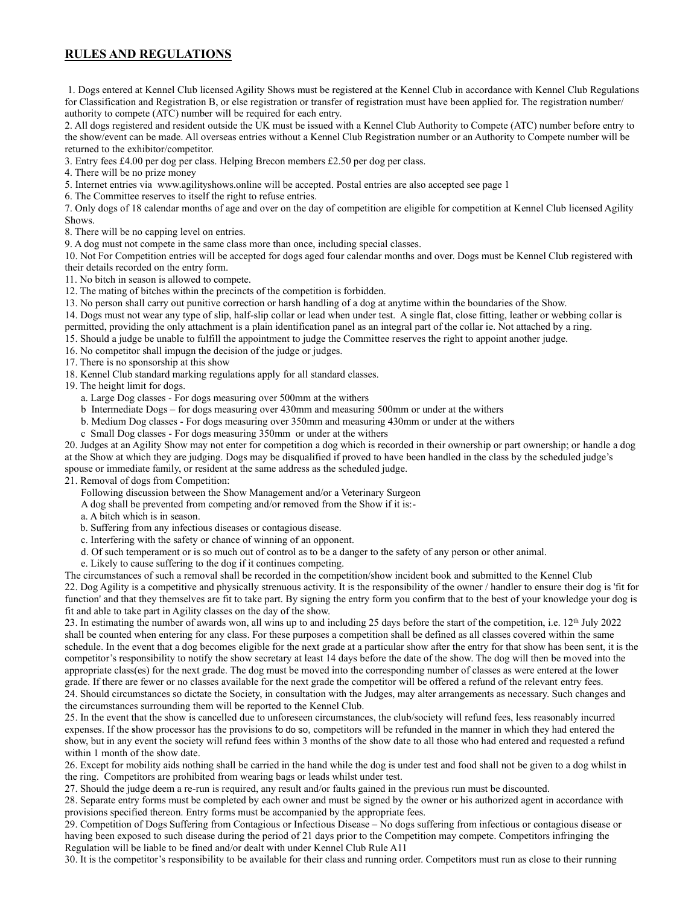## RULES AND REGULATIONS

1. Dogs entered at Kennel Club licensed Agility Shows must be registered at the Kennel Club in accordance with Kennel Club Regulations for Classification and Registration B, or else registration or transfer of registration must have been applied for. The registration number/ authority to compete (ATC) number will be required for each entry.
2. All dogs registered and resident outside the UK must be issued with a Kennel Club Authority to Compete (ATC) number before entry to the show/event can be made. All overseas entries without a Kennel Club Registration number or an Authority to Compete number will be returned to the exhibitor/competitor.
3. Entry fees £4.00 per dog per class. Helping Brecon members £2.50 per dog per class.
4. There will be no prize money
5. Internet entries via www.agilityshows.online will be accepted. Postal entries are also accepted see page 1
6. The Committee reserves to itself the right to refuse entries.
7. Only dogs of 18 calendar months of age and over on the day of competition are eligible for competition at Kennel Club licensed Agility Shows.
8. There will be no capping level on entries.
9. A dog must not compete in the same class more than once, including special classes.
10. Not For Competition entries will be accepted for dogs aged four calendar months and over. Dogs must be Kennel Club registered with their details recorded on the entry form.
11. No bitch in season is allowed to compete.
12. The mating of bitches within the precincts of the competition is forbidden.
13. No person shall carry out punitive correction or harsh handling of a dog at anytime within the boundaries of the Show.
14. Dogs must not wear any type of slip, half-slip collar or lead when under test. A single flat, close fitting, leather or webbing collar is permitted, providing the only attachment is a plain identification panel as an integral part of the collar ie. Not attached by a ring.
15. Should a judge be unable to fulfill the appointment to judge the Committee reserves the right to appoint another judge.
16. No competitor shall impugn the decision of the judge or judges.
17. There is no sponsorship at this show
18. Kennel Club standard marking regulations apply for all standard classes.
19. The height limit for dogs.
    a. Large Dog classes - For dogs measuring over 500mm at the withers
    b Intermediate Dogs – for dogs measuring over 430mm and measuring 500mm or under at the withers
    b. Medium Dog classes - For dogs measuring over 350mm and measuring 430mm or under at the withers
    c Small Dog classes - For dogs measuring 350mm or under at the withers
20. Judges at an Agility Show may not enter for competition a dog which is recorded in their ownership or part ownership; or handle a dog at the Show at which they are judging. Dogs may be disqualified if proved to have been handled in the class by the scheduled judge's spouse or immediate family, or resident at the same address as the scheduled judge.
21. Removal of dogs from Competition:
    Following discussion between the Show Management and/or a Veterinary Surgeon
    A dog shall be prevented from competing and/or removed from the Show if it is:-
    a. A bitch which is in season.
    b. Suffering from any infectious diseases or contagious disease.
    c. Interfering with the safety or chance of winning of an opponent.
    d. Of such temperament or is so much out of control as to be a danger to the safety of any person or other animal.
    e. Likely to cause suffering to the dog if it continues competing.
    The circumstances of such a removal shall be recorded in the competition/show incident book and submitted to the Kennel Club
22. Dog Agility is a competitive and physically strenuous activity. It is the responsibility of the owner / handler to ensure their dog is 'fit for function' and that they themselves are fit to take part. By signing the entry form you confirm that to the best of your knowledge your dog is fit and able to take part in Agility classes on the day of the show.
23. In estimating the number of awards won, all wins up to and including 25 days before the start of the competition, i.e. 12th July 2022 shall be counted when entering for any class. For these purposes a competition shall be defined as all classes covered within the same schedule. In the event that a dog becomes eligible for the next grade at a particular show after the entry for that show has been sent, it is the competitor's responsibility to notify the show secretary at least 14 days before the date of the show. The dog will then be moved into the appropriate class(es) for the next grade. The dog must be moved into the corresponding number of classes as were entered at the lower grade. If there are fewer or no classes available for the next grade the competitor will be offered a refund of the relevant entry fees.
24. Should circumstances so dictate the Society, in consultation with the Judges, may alter arrangements as necessary. Such changes and the circumstances surrounding them will be reported to the Kennel Club.
25. In the event that the show is cancelled due to unforeseen circumstances, the club/society will refund fees, less reasonably incurred expenses. If the show processor has the provisions to do so, competitors will be refunded in the manner in which they had entered the show, but in any event the society will refund fees within 3 months of the show date to all those who had entered and requested a refund within 1 month of the show date.
26. Except for mobility aids nothing shall be carried in the hand while the dog is under test and food shall not be given to a dog whilst in the ring. Competitors are prohibited from wearing bags or leads whilst under test.
27. Should the judge deem a re-run is required, any result and/or faults gained in the previous run must be discounted.
28. Separate entry forms must be completed by each owner and must be signed by the owner or his authorized agent in accordance with provisions specified thereon. Entry forms must be accompanied by the appropriate fees.
29. Competition of Dogs Suffering from Contagious or Infectious Disease – No dogs suffering from infectious or contagious disease or having been exposed to such disease during the period of 21 days prior to the Competition may compete. Competitors infringing the Regulation will be liable to be fined and/or dealt with under Kennel Club Rule A11
30. It is the competitor's responsibility to be available for their class and running order. Competitors must run as close to their running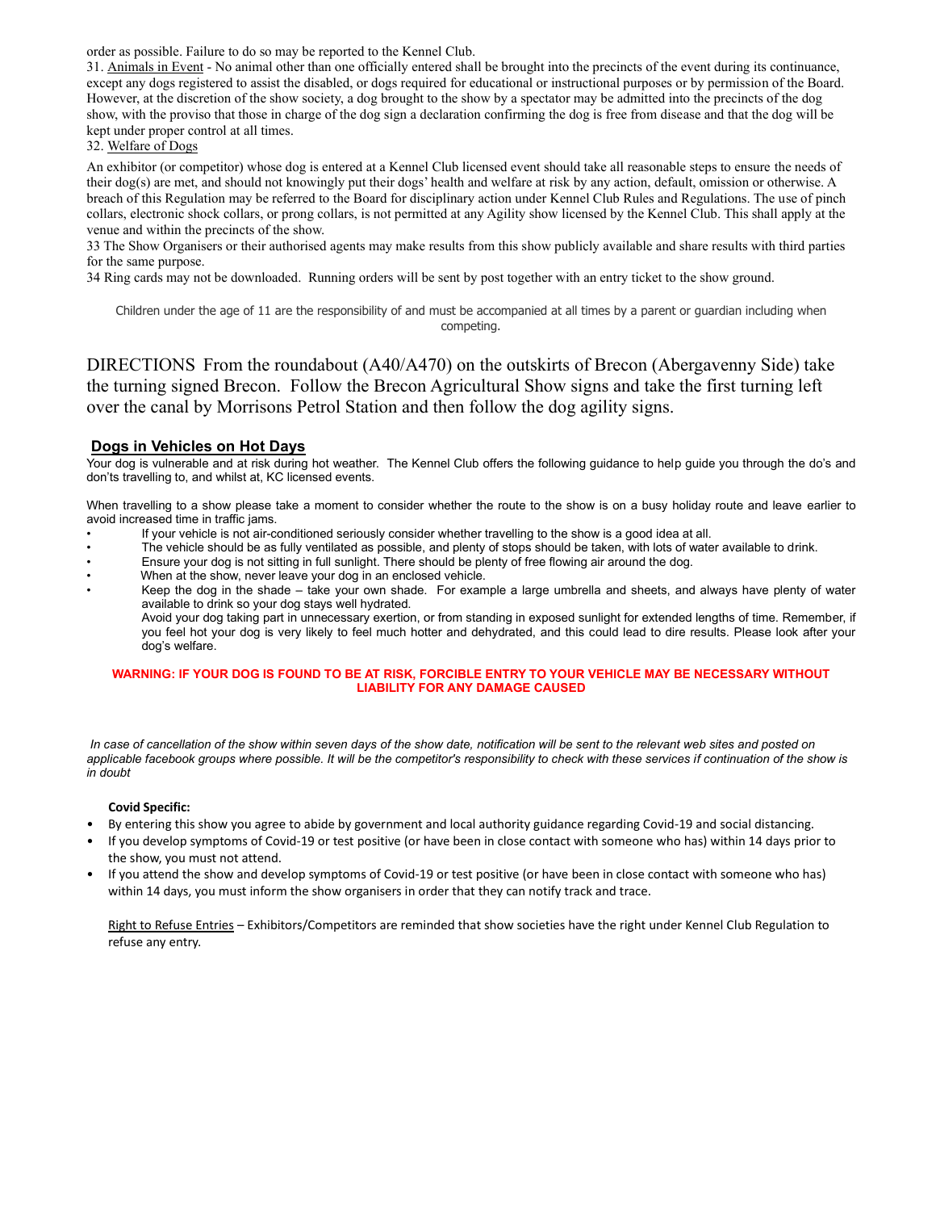order as possible. Failure to do so may be reported to the Kennel Club.

31. Animals in Event - No animal other than one officially entered shall be brought into the precincts of the event during its continuance, except any dogs registered to assist the disabled, or dogs required for educational or instructional purposes or by permission of the Board. However, at the discretion of the show society, a dog brought to the show by a spectator may be admitted into the precincts of the dog show, with the proviso that those in charge of the dog sign a declaration confirming the dog is free from disease and that the dog will be kept under proper control at all times.

32. Welfare of Dogs

An exhibitor (or competitor) whose dog is entered at a Kennel Club licensed event should take all reasonable steps to ensure the needs of their dog(s) are met, and should not knowingly put their dogs' health and welfare at risk by any action, default, omission or otherwise. A breach of this Regulation may be referred to the Board for disciplinary action under Kennel Club Rules and Regulations. The use of pinch collars, electronic shock collars, or prong collars, is not permitted at any Agility show licensed by the Kennel Club. This shall apply at the venue and within the precincts of the show.

33 The Show Organisers or their authorised agents may make results from this show publicly available and share results with third parties for the same purpose.

34 Ring cards may not be downloaded. Running orders will be sent by post together with an entry ticket to the show ground.

Children under the age of 11 are the responsibility of and must be accompanied at all times by a parent or guardian including when competing.

DIRECTIONS From the roundabout (A40/A470) on the outskirts of Brecon (Abergavenny Side) take the turning signed Brecon. Follow the Brecon Agricultural Show signs and take the first turning left over the canal by Morrisons Petrol Station and then follow the dog agility signs.

## Dogs in Vehicles on Hot Days

Your dog is vulnerable and at risk during hot weather. The Kennel Club offers the following guidance to help guide you through the do's and don'ts travelling to, and whilst at, KC licensed events.

When travelling to a show please take a moment to consider whether the route to the show is on a busy holiday route and leave earlier to avoid increased time in traffic jams.

- If your vehicle is not air-conditioned seriously consider whether travelling to the show is a good idea at all.
- The vehicle should be as fully ventilated as possible, and plenty of stops should be taken, with lots of water available to drink.
- Ensure your dog is not sitting in full sunlight. There should be plenty of free flowing air around the dog.
- When at the show, never leave your dog in an enclosed vehicle.
- Keep the dog in the shade – take your own shade. For example a large umbrella and sheets, and always have plenty of water available to drink so your dog stays well hydrated.

  Avoid your dog taking part in unnecessary exertion, or from standing in exposed sunlight for extended lengths of time. Remember, if you feel hot your dog is very likely to feel much hotter and dehydrated, and this could lead to dire results. Please look after your dog's welfare.

**WARNING: IF YOUR DOG IS FOUND TO BE AT RISK, FORCIBLE ENTRY TO YOUR VEHICLE MAY BE NECESSARY WITHOUT LIABILITY FOR ANY DAMAGE CAUSED**

*In case of cancellation of the show within seven days of the show date, notification will be sent to the relevant web sites and posted on applicable facebook groups where possible. It will be the competitor's responsibility to check with these services if continuation of the show is in doubt*

**Covid Specific:**

- By entering this show you agree to abide by government and local authority guidance regarding Covid-19 and social distancing.
- If you develop symptoms of Covid-19 or test positive (or have been in close contact with someone who has) within 14 days prior to the show, you must not attend.
- If you attend the show and develop symptoms of Covid-19 or test positive (or have been in close contact with someone who has) within 14 days, you must inform the show organisers in order that they can notify track and trace.

Right to Refuse Entries – Exhibitors/Competitors are reminded that show societies have the right under Kennel Club Regulation to refuse any entry.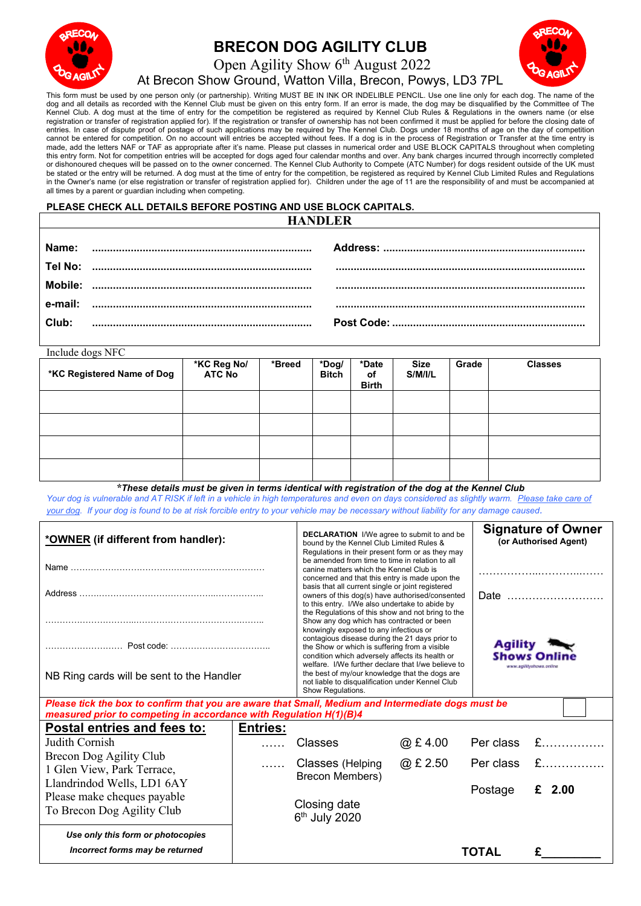# BRECON DOG AGILITY CLUB

Open Agility Show 6th August 2022

At Brecon Show Ground, Watton Villa, Brecon, Powys, LD3 7PL

This form must be used by one person only (or partnership). Writing MUST BE IN INK OR INDELIBLE PENCIL. Use one line only for each dog. The name of the dog and all details as recorded with the Kennel Club must be given on this entry form. If an error is made, the dog may be disqualified by the Committee of The Kennel Club. A dog must at the time of entry for the competition be registered as required by Kennel Club Rules & Regulations in the owners name (or else registration or transfer of registration applied for). If the registration or transfer of ownership has not been confirmed it must be applied for before the closing date of entries. In case of dispute proof of postage of such applications may be required by The Kennel Club. Dogs under 18 months of age on the day of competition cannot be entered for competition. On no account will entries be accepted without fees. If a dog is in the process of Registration or Transfer at the time entry is made, add the letters NAF or TAF as appropriate after it's name. Please put classes in numerical order and USE BLOCK CAPITALS throughout when completing this entry form. Not for competition entries will be accepted for dogs aged four calendar months and over. Any bank charges incurred through incorrectly completed or dishonoured cheques will be passed on to the owner concerned. The Kennel Club Authority to Compete (ATC Number) for dogs resident outside of the UK must be stated or the entry will be returned. A dog must at the time of entry for the competition, be registered as required by Kennel Club Limited Rules and Regulations in the Owner's name (or else registration or transfer of registration applied for). Children under the age of 11 are the responsibility of and must be accompanied at all times by a parent or guardian including when competing.

**PLEASE CHECK ALL DETAILS BEFORE POSTING AND USE BLOCK CAPITALS.**

## HANDLER

**Name:** ........................................................................ **Address:** ..................................................................

**Tel No:** ........................................................................ ..................................................................................

**Mobile:** ........................................................................ ..................................................................................

**e-mail:** ........................................................................ ..................................................................................

**Club:** ........................................................................ **Post Code:** ...............................................................

Include dogs NFC

| *KC Registered Name of Dog | *KC Reg No/ ATC No | *Breed | *Dog/ Bitch | *Date of Birth | Size S/M/I/L | Grade | Classes |
|---|---|---|---|---|---|---|---|
| | | | | | | | |
| | | | | | | | |
| | | | | | | | |
| | | | | | | | |

***These details must be given in terms identical with registration of the dog at the Kennel Club**

*Your dog is vulnerable and AT RISK if left in a vehicle in high temperatures and even on days considered as slightly warm. Please take care of your dog. If your dog is found to be at risk forcible entry to your vehicle may be necessary without liability for any damage caused.*

**\*OWNER (if different from handler):**

Name ……………………………………………………………

Address ………………………………………………………..

……………………………………………………………………..

……………………… Post code: ……………………………..

NB Ring cards will be sent to the Handler

**DECLARATION** I/We agree to submit to and be bound by the Kennel Club Limited Rules & Regulations in their present form or as they may be amended from time to time in relation to all canine matters which the Kennel Club is concerned and that this entry is made upon the basis that all current single or joint registered owners of this dog(s) have authorised/consented to this entry. I/We also undertake to abide by the Regulations of this show and not bring to the Show any dog which has contracted or been knowingly exposed to any infectious or contagious disease during the 21 days prior to the Show or which is suffering from a visible condition which adversely affects its health or welfare. I/We further declare that I/we believe to the best of my/our knowledge that the dogs are not liable to disqualification under Kennel Club Show Regulations.

**Signature of Owner**
**(or Authorised Agent)**

………………………………

Date ………………………

Agility Shows Online

www.agilityshows.online

*Please tick the box to confirm that you are aware that Small, Medium and Intermediate dogs must be measured prior to competing in accordance with Regulation H(1)(B)4* ☐

**Postal entries and fees to:**

Judith Cornish
Brecon Dog Agility Club
1 Glen View, Park Terrace,
Llandrindod Wells, LD1 6AY
Please make cheques payable
To Brecon Dog Agility Club

***Use only this form or photocopies***

***Incorrect forms may be returned***

**Entries:**

| | | | | |
|---|---|---|---|---|
| …… | Classes | @ £ 4.00 | Per class | £…………… |
| …… | Classes (Helping Brecon Members) | @ £ 2.50 | Per class | £…………… |
| | | | Postage | **£ 2.00** |

Closing date
6th July 2020

**TOTAL** **£**________